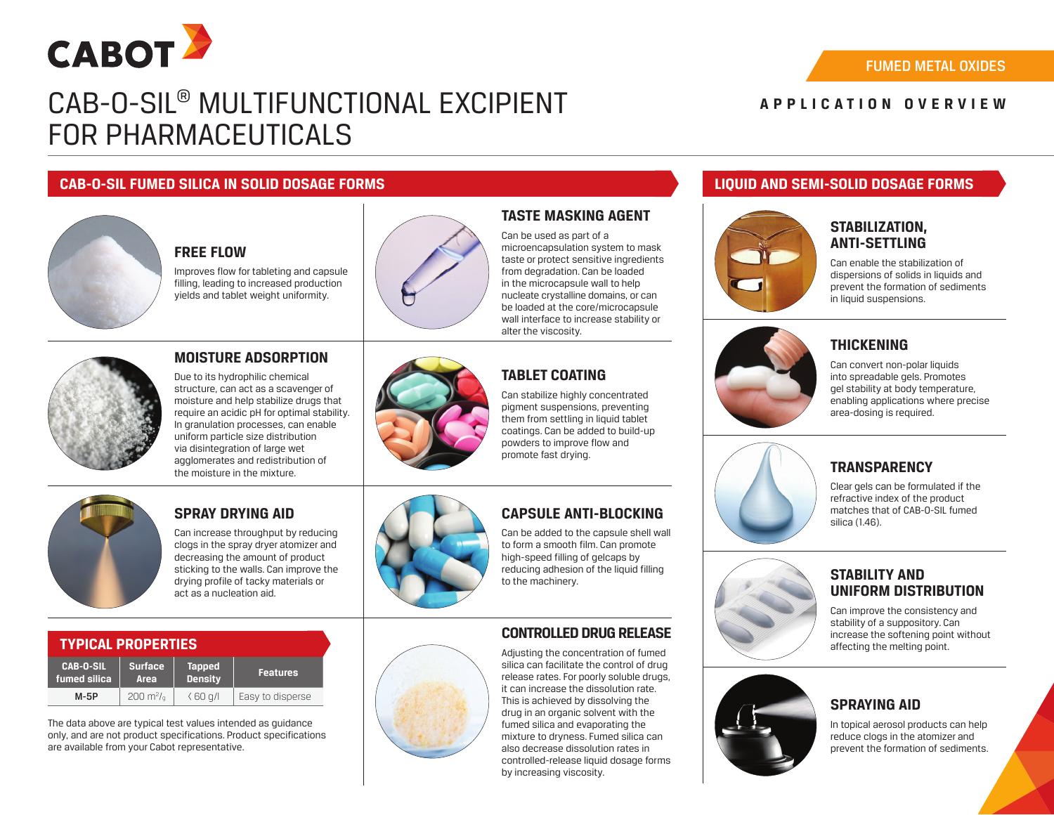FUMED METAL OXIDES

APPLICATION OVERVIEW

# CAB-O-SIL® MULTIFUNCTIONAL EXCIPIENT FOR PHARMACEUTICALS

## CAB-O-SIL FUMED SILICA IN SOLID DOSAGE FORMS

### FREE FLOW

Improves flow for tableting and capsule filling, leading to increased production yields and tablet weight uniformity.

### MOISTURE ADSORPTION

Due to its hydrophilic chemical structure, can act as a scavenger of moisture and help stabilize drugs that require an acidic pH for optimal stability. In granulation processes, can enable uniform particle size distribution via disintegration of large wet agglomerates and redistribution of the moisture in the mixture.

### SPRAY DRYING AID

Can increase throughput by reducing clogs in the spray dryer atomizer and decreasing the amount of product sticking to the walls. Can improve the drying profile of tacky materials or act as a nucleation aid.

### TYPICAL PROPERTIES

| CAB-O-SIL fumed silica | Surface Area | Tapped Density | Features |
|---|---|---|---|
| M-5P | 200 $m^2/g$ | < 60 g/l | Easy to disperse |

The data above are typical test values intended as guidance only, and are not product specifications. Product specifications are available from your Cabot representative.

### TASTE MASKING AGENT

Can be used as part of a microencapsulation system to mask taste or protect sensitive ingredients from degradation. Can be loaded in the microcapsule wall to help nucleate crystalline domains, or can be loaded at the core/microcapsule wall interface to increase stability or alter the viscosity.

### TABLET COATING

Can stabilize highly concentrated pigment suspensions, preventing them from settling in liquid tablet coatings. Can be added to build-up powders to improve flow and promote fast drying.

### CAPSULE ANTI-BLOCKING

Can be added to the capsule shell wall to form a smooth film. Can promote high-speed filling of gelcaps by reducing adhesion of the liquid filling to the machinery.

### CONTROLLED DRUG RELEASE

Adjusting the concentration of fumed silica can facilitate the control of drug release rates. For poorly soluble drugs, it can increase the dissolution rate. This is achieved by dissolving the drug in an organic solvent with the fumed silica and evaporating the mixture to dryness. Fumed silica can also decrease dissolution rates in controlled-release liquid dosage forms by increasing viscosity.

## LIQUID AND SEMI-SOLID DOSAGE FORMS

### STABILIZATION, ANTI-SETTLING

Can enable the stabilization of dispersions of solids in liquids and prevent the formation of sediments in liquid suspensions.

### THICKENING

Can convert non-polar liquids into spreadable gels. Promotes gel stability at body temperature, enabling applications where precise area-dosing is required.

### TRANSPARENCY

Clear gels can be formulated if the refractive index of the product matches that of CAB-O-SIL fumed silica (1.46).

### STABILITY AND UNIFORM DISTRIBUTION

Can improve the consistency and stability of a suppository. Can increase the softening point without affecting the melting point.

### SPRAYING AID

In topical aerosol products can help reduce clogs in the atomizer and prevent the formation of sediments.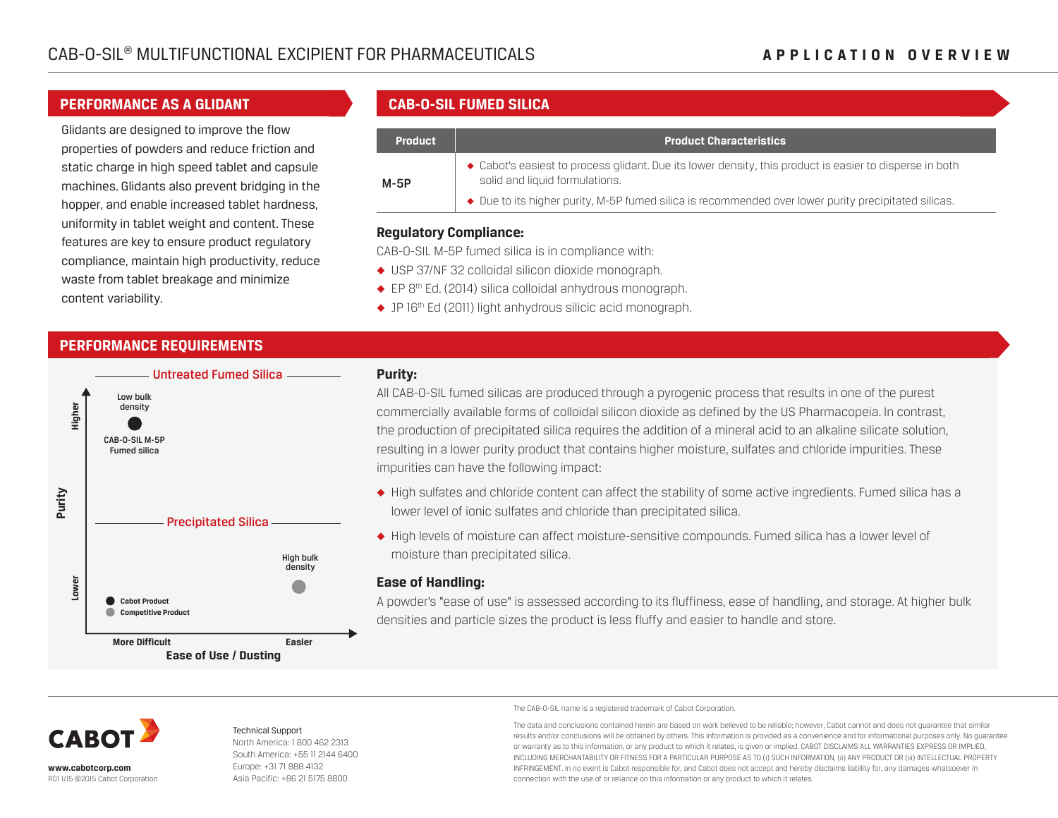## PERFORMANCE AS A GLIDANT

Glidants are designed to improve the flow properties of powders and reduce friction and static charge in high speed tablet and capsule machines. Glidants also prevent bridging in the hopper, and enable increased tablet hardness, uniformity in tablet weight and content. These features are key to ensure product regulatory compliance, maintain high productivity, reduce waste from tablet breakage and minimize content variability.

## CAB-O-SIL FUMED SILICA

| Product | Product Characteristics |
|---|---|
| M-5P | ◆ Cabot's easiest to process glidant. Due its lower density, this product is easier to disperse in both solid and liquid formulations.<br>◆ Due to its higher purity, M-5P fumed silica is recommended over lower purity precipitated silicas. |

**Regulatory Compliance:**

CAB-O-SIL M-5P fumed silica is in compliance with:

- USP 37/NF 32 colloidal silicon dioxide monograph.
- EP 8th Ed. (2014) silica colloidal anhydrous monograph.
- JP 16th Ed (2011) light anhydrous silicic acid monograph.

## PERFORMANCE REQUIREMENTS

Untreated Fumed Silica

Low bulk density

CAB-O-SIL M-5P Fumed silica

Precipitated Silica

High bulk density

Cabot Product

Competitive Product

Purity

Higher

Lower

More Difficult

Easier

Ease of Use / Dusting

**Purity:**

All CAB-O-SIL fumed silicas are produced through a pyrogenic process that results in one of the purest commercially available forms of colloidal silicon dioxide as defined by the US Pharmacopeia. In contrast, the production of precipitated silica requires the addition of a mineral acid to an alkaline silicate solution, resulting in a lower purity product that contains higher moisture, sulfates and chloride impurities. These impurities can have the following impact:

- High sulfates and chloride content can affect the stability of some active ingredients. Fumed silica has a lower level of ionic sulfates and chloride than precipitated silica.
- High levels of moisture can affect moisture-sensitive compounds. Fumed silica has a lower level of moisture than precipitated silica.

**Ease of Handling:**

A powder's "ease of use" is assessed according to its fluffiness, ease of handling, and storage. At higher bulk densities and particle sizes the product is less fluffy and easier to handle and store.

CABOT

**www.cabotcorp.com**

R01 1/15 ©2015 Cabot Corporation

Technical Support
North America: 1 800 462 2313
South America: +55 11 2144 6400
Europe: +31 71 888 4132
Asia Pacific: +86 21 5175 8800

The CAB-O-SIL name is a registered trademark of Cabot Corporation.

The data and conclusions contained herein are based on work believed to be reliable; however, Cabot cannot and does not guarantee that similar results and/or conclusions will be obtained by others. This information is provided as a convenience and for informational purposes only. No guarantee or warranty as to this information, or any product to which it relates, is given or implied. CABOT DISCLAIMS ALL WARRANTIES EXPRESS OR IMPLIED, INCLUDING MERCHANTABILITY OR FITNESS FOR A PARTICULAR PURPOSE AS TO (i) SUCH INFORMATION, (ii) ANY PRODUCT OR (iii) INTELLECTUAL PROPERTY INFRINGEMENT. In no event is Cabot responsible for, and Cabot does not accept and hereby disclaims liability for, any damages whatsoever in connection with the use of or reliance on this information or any product to which it relates.